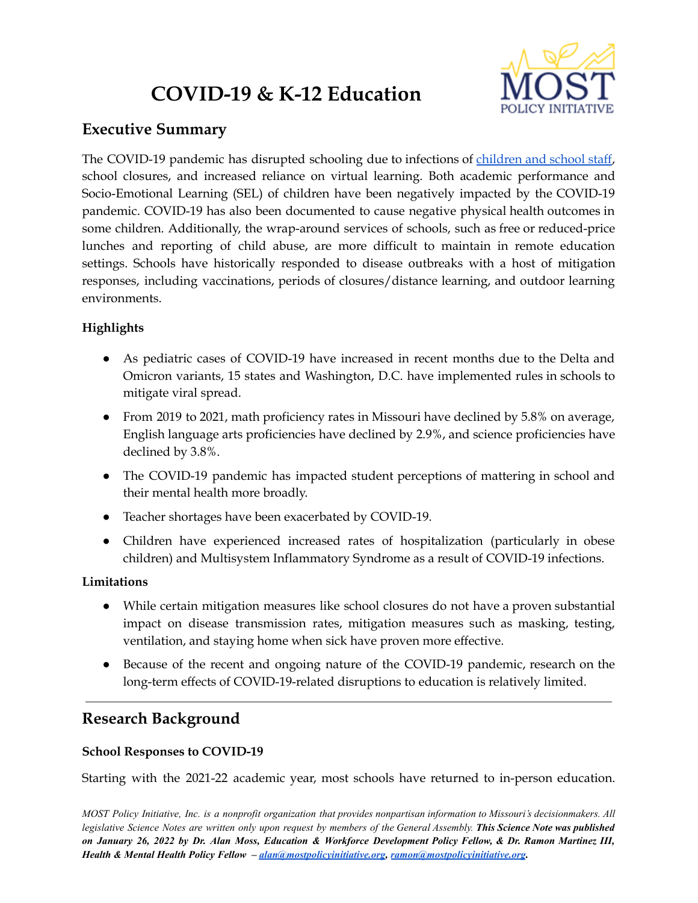# COVID-19 & K-12 Education

MOST POLICY INITIATIVE

## Executive Summary

The COVID-19 pandemic has disrupted schooling due to infections of [children and school staff](), school closures, and increased reliance on virtual learning. Both academic performance and Socio-Emotional Learning (SEL) of children have been negatively impacted by the COVID-19 pandemic. COVID-19 has also been documented to cause negative physical health outcomes in some children. Additionally, the wrap-around services of schools, such as free or reduced-price lunches and reporting of child abuse, are more difficult to maintain in remote education settings. Schools have historically responded to disease outbreaks with a host of mitigation responses, including vaccinations, periods of closures/distance learning, and outdoor learning environments.

### Highlights

- As pediatric cases of COVID-19 have increased in recent months due to the Delta and Omicron variants, 15 states and Washington, D.C. have implemented rules in schools to mitigate viral spread.
- From 2019 to 2021, math proficiency rates in Missouri have declined by 5.8% on average, English language arts proficiencies have declined by 2.9%, and science proficiencies have declined by 3.8%.
- The COVID-19 pandemic has impacted student perceptions of mattering in school and their mental health more broadly.
- Teacher shortages have been exacerbated by COVID-19.
- Children have experienced increased rates of hospitalization (particularly in obese children) and Multisystem Inflammatory Syndrome as a result of COVID-19 infections.

### Limitations

- While certain mitigation measures like school closures do not have a proven substantial impact on disease transmission rates, mitigation measures such as masking, testing, ventilation, and staying home when sick have proven more effective.
- Because of the recent and ongoing nature of the COVID-19 pandemic, research on the long-term effects of COVID-19-related disruptions to education is relatively limited.

---

## Research Background

### School Responses to COVID-19

Starting with the 2021-22 academic year, most schools have returned to in-person education.

*MOST Policy Initiative, Inc. is a nonprofit organization that provides nonpartisan information to Missouri's decisionmakers. All legislative Science Notes are written only upon request by members of the General Assembly.* ***This Science Note was published on January 26, 2022 by Dr. Alan Moss, Education & Workforce Development Policy Fellow, & Dr. Ramon Martinez III, Health & Mental Health Policy Fellow – [alan@mostpolicyinitiative.org](mailto:alan@mostpolicyinitiative.org), [ramon@mostpolicyinitiative.org](mailto:ramon@mostpolicyinitiative.org).***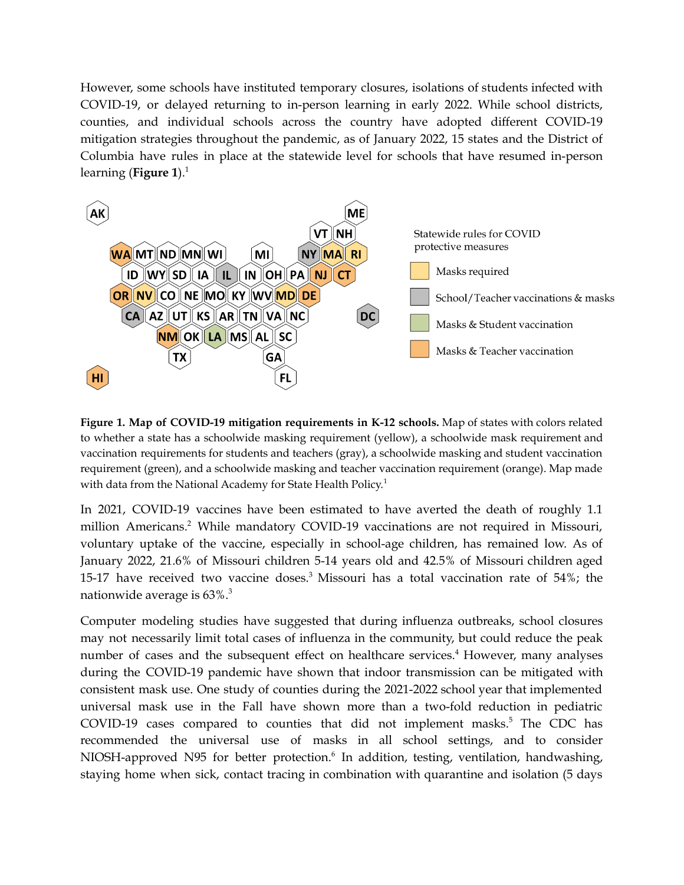However, some schools have instituted temporary closures, isolations of students infected with COVID-19, or delayed returning to in-person learning in early 2022. While school districts, counties, and individual schools across the country have adopted different COVID-19 mitigation strategies throughout the pandemic, as of January 2022, 15 states and the District of Columbia have rules in place at the statewide level for schools that have resumed in-person learning (**Figure 1**).[1]

**Figure 1. Map of COVID-19 mitigation requirements in K-12 schools.** Map of states with colors related to whether a state has a schoolwide masking requirement (yellow), a schoolwide mask requirement and vaccination requirements for students and teachers (gray), a schoolwide masking and student vaccination requirement (green), and a schoolwide masking and teacher vaccination requirement (orange). Map made with data from the National Academy for State Health Policy.[1]

In 2021, COVID-19 vaccines have been estimated to have averted the death of roughly 1.1 million Americans.[2] While mandatory COVID-19 vaccinations are not required in Missouri, voluntary uptake of the vaccine, especially in school-age children, has remained low. As of January 2022, 21.6% of Missouri children 5-14 years old and 42.5% of Missouri children aged 15-17 have received two vaccine doses.[3] Missouri has a total vaccination rate of 54%; the nationwide average is 63%.[3]

Computer modeling studies have suggested that during influenza outbreaks, school closures may not necessarily limit total cases of influenza in the community, but could reduce the peak number of cases and the subsequent effect on healthcare services.[4] However, many analyses during the COVID-19 pandemic have shown that indoor transmission can be mitigated with consistent mask use. One study of counties during the 2021-2022 school year that implemented universal mask use in the Fall have shown more than a two-fold reduction in pediatric COVID-19 cases compared to counties that did not implement masks.[5] The CDC has recommended the universal use of masks in all school settings, and to consider NIOSH-approved N95 for better protection.[6] In addition, testing, ventilation, handwashing, staying home when sick, contact tracing in combination with quarantine and isolation (5 days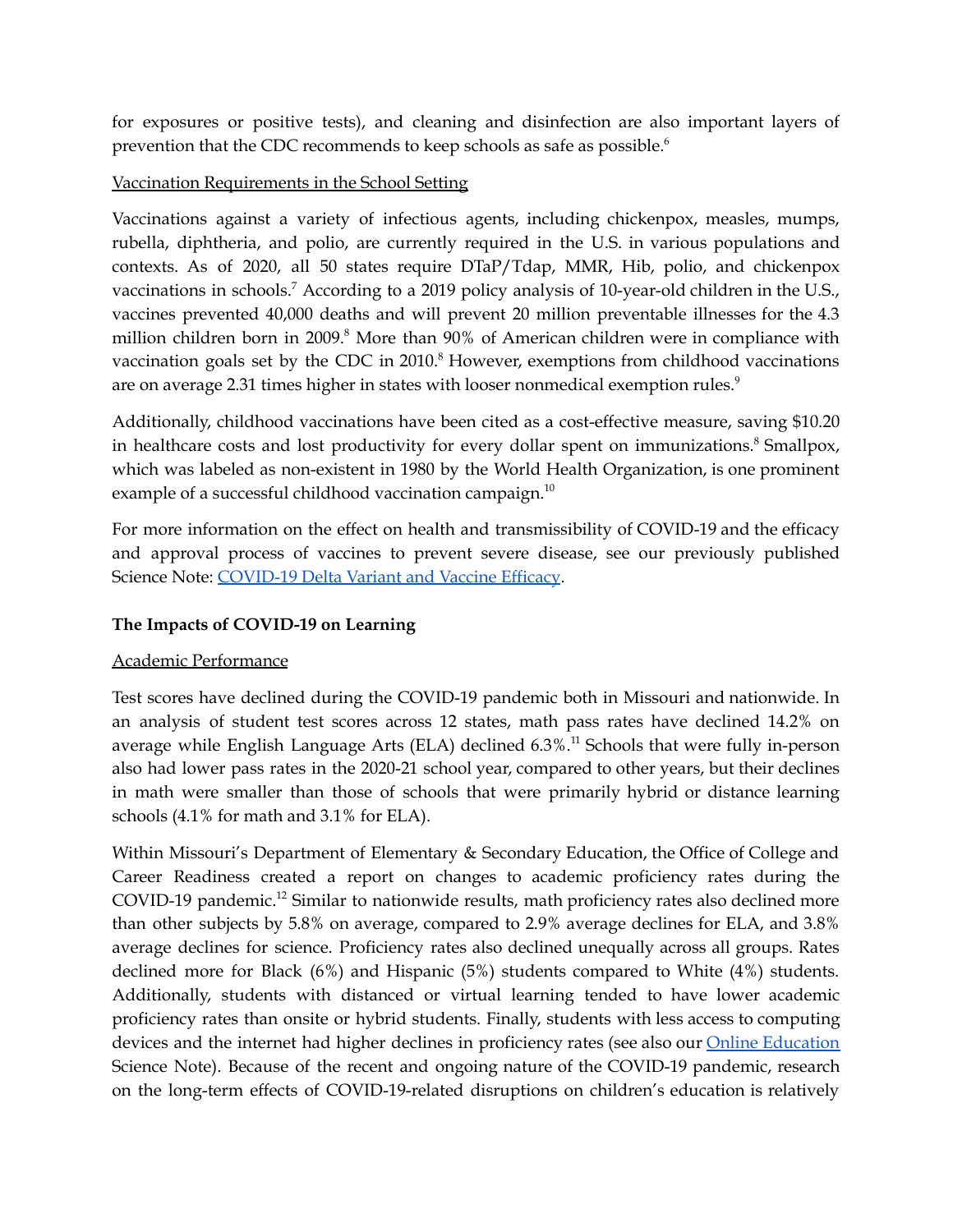for exposures or positive tests), and cleaning and disinfection are also important layers of prevention that the CDC recommends to keep schools as safe as possible.[6]

Vaccination Requirements in the School Setting

Vaccinations against a variety of infectious agents, including chickenpox, measles, mumps, rubella, diphtheria, and polio, are currently required in the U.S. in various populations and contexts. As of 2020, all 50 states require DTaP/Tdap, MMR, Hib, polio, and chickenpox vaccinations in schools.[7] According to a 2019 policy analysis of 10-year-old children in the U.S., vaccines prevented 40,000 deaths and will prevent 20 million preventable illnesses for the 4.3 million children born in 2009.[8] More than 90% of American children were in compliance with vaccination goals set by the CDC in 2010.[8] However, exemptions from childhood vaccinations are on average 2.31 times higher in states with looser nonmedical exemption rules.[9]

Additionally, childhood vaccinations have been cited as a cost-effective measure, saving $10.20 in healthcare costs and lost productivity for every dollar spent on immunizations.[8] Smallpox, which was labeled as non-existent in 1980 by the World Health Organization, is one prominent example of a successful childhood vaccination campaign.[10]

For more information on the effect on health and transmissibility of COVID-19 and the efficacy and approval process of vaccines to prevent severe disease, see our previously published Science Note: [COVID-19 Delta Variant and Vaccine Efficacy](#).

**The Impacts of COVID-19 on Learning**

Academic Performance

Test scores have declined during the COVID-19 pandemic both in Missouri and nationwide. In an analysis of student test scores across 12 states, math pass rates have declined 14.2% on average while English Language Arts (ELA) declined 6.3%.[11] Schools that were fully in-person also had lower pass rates in the 2020-21 school year, compared to other years, but their declines in math were smaller than those of schools that were primarily hybrid or distance learning schools (4.1% for math and 3.1% for ELA).

Within Missouri's Department of Elementary & Secondary Education, the Office of College and Career Readiness created a report on changes to academic proficiency rates during the COVID-19 pandemic.[12] Similar to nationwide results, math proficiency rates also declined more than other subjects by 5.8% on average, compared to 2.9% average declines for ELA, and 3.8% average declines for science. Proficiency rates also declined unequally across all groups. Rates declined more for Black (6%) and Hispanic (5%) students compared to White (4%) students. Additionally, students with distanced or virtual learning tended to have lower academic proficiency rates than onsite or hybrid students. Finally, students with less access to computing devices and the internet had higher declines in proficiency rates (see also our [Online Education](#) Science Note). Because of the recent and ongoing nature of the COVID-19 pandemic, research on the long-term effects of COVID-19-related disruptions on children's education is relatively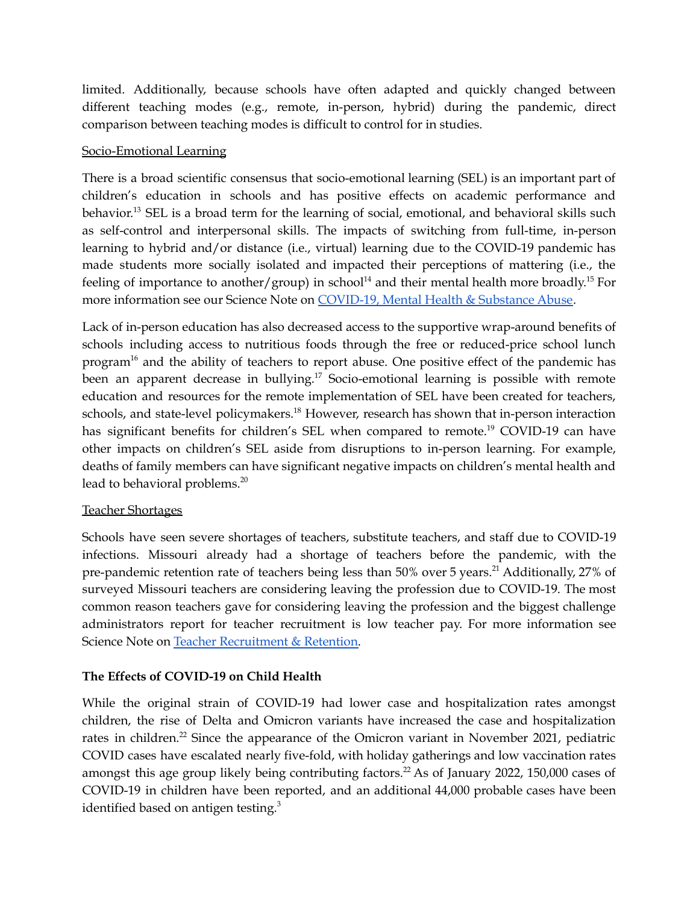limited. Additionally, because schools have often adapted and quickly changed between different teaching modes (e.g., remote, in-person, hybrid) during the pandemic, direct comparison between teaching modes is difficult to control for in studies.

Socio-Emotional Learning

There is a broad scientific consensus that socio-emotional learning (SEL) is an important part of children's education in schools and has positive effects on academic performance and behavior.[13] SEL is a broad term for the learning of social, emotional, and behavioral skills such as self-control and interpersonal skills. The impacts of switching from full-time, in-person learning to hybrid and/or distance (i.e., virtual) learning due to the COVID-19 pandemic has made students more socially isolated and impacted their perceptions of mattering (i.e., the feeling of importance to another/group) in school[14] and their mental health more broadly.[15] For more information see our Science Note on [COVID-19, Mental Health & Substance Abuse](#).

Lack of in-person education has also decreased access to the supportive wrap-around benefits of schools including access to nutritious foods through the free or reduced-price school lunch program[16] and the ability of teachers to report abuse. One positive effect of the pandemic has been an apparent decrease in bullying.[17] Socio-emotional learning is possible with remote education and resources for the remote implementation of SEL have been created for teachers, schools, and state-level policymakers.[18] However, research has shown that in-person interaction has significant benefits for children's SEL when compared to remote.[19] COVID-19 can have other impacts on children's SEL aside from disruptions to in-person learning. For example, deaths of family members can have significant negative impacts on children's mental health and lead to behavioral problems.[20]

Teacher Shortages

Schools have seen severe shortages of teachers, substitute teachers, and staff due to COVID-19 infections. Missouri already had a shortage of teachers before the pandemic, with the pre-pandemic retention rate of teachers being less than 50% over 5 years.[21] Additionally, 27% of surveyed Missouri teachers are considering leaving the profession due to COVID-19. The most common reason teachers gave for considering leaving the profession and the biggest challenge administrators report for teacher recruitment is low teacher pay. For more information see Science Note on [Teacher Recruitment & Retention](#).

**The Effects of COVID-19 on Child Health**

While the original strain of COVID-19 had lower case and hospitalization rates amongst children, the rise of Delta and Omicron variants have increased the case and hospitalization rates in children.[22] Since the appearance of the Omicron variant in November 2021, pediatric COVID cases have escalated nearly five-fold, with holiday gatherings and low vaccination rates amongst this age group likely being contributing factors.[22] As of January 2022, 150,000 cases of COVID-19 in children have been reported, and an additional 44,000 probable cases have been identified based on antigen testing.[3]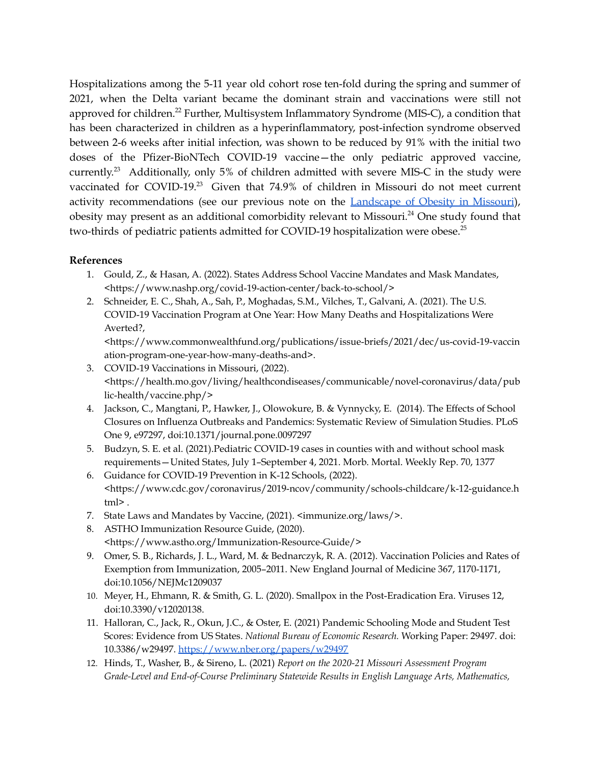Hospitalizations among the 5-11 year old cohort rose ten-fold during the spring and summer of 2021, when the Delta variant became the dominant strain and vaccinations were still not approved for children.[22] Further, Multisystem Inflammatory Syndrome (MIS-C), a condition that has been characterized in children as a hyperinflammatory, post-infection syndrome observed between 2-6 weeks after initial infection, was shown to be reduced by 91% with the initial two doses of the Pfizer-BioNTech COVID-19 vaccine—the only pediatric approved vaccine, currently.[23] Additionally, only 5% of children admitted with severe MIS-C in the study were vaccinated for COVID-19.[23] Given that 74.9% of children in Missouri do not meet current activity recommendations (see our previous note on the [Landscape of Obesity in Missouri]()), obesity may present as an additional comorbidity relevant to Missouri.[24] One study found that two-thirds of pediatric patients admitted for COVID-19 hospitalization were obese.[25]

**References**

1. Gould, Z., & Hasan, A. (2022). States Address School Vaccine Mandates and Mask Mandates, <https://www.nashp.org/covid-19-action-center/back-to-school/>
2. Schneider, E. C., Shah, A., Sah, P., Moghadas, S.M., Vilches, T., Galvani, A. (2021). The U.S. COVID-19 Vaccination Program at One Year: How Many Deaths and Hospitalizations Were Averted?, <https://www.commonwealthfund.org/publications/issue-briefs/2021/dec/us-covid-19-vaccination-program-one-year-how-many-deaths-and>.
3. COVID-19 Vaccinations in Missouri, (2022). <https://health.mo.gov/living/healthcondiseases/communicable/novel-coronavirus/data/public-health/vaccine.php/>
4. Jackson, C., Mangtani, P., Hawker, J., Olowokure, B. & Vynnycky, E. (2014). The Effects of School Closures on Influenza Outbreaks and Pandemics: Systematic Review of Simulation Studies. PLoS One 9, e97297, doi:10.1371/journal.pone.0097297
5. Budzyn, S. E. et al. (2021).Pediatric COVID-19 cases in counties with and without school mask requirements—United States, July 1–September 4, 2021. Morb. Mortal. Weekly Rep. 70, 1377
6. Guidance for COVID-19 Prevention in K-12 Schools, (2022). <https://www.cdc.gov/coronavirus/2019-ncov/community/schools-childcare/k-12-guidance.html> .
7. State Laws and Mandates by Vaccine, (2021). <immunize.org/laws/>.
8. ASTHO Immunization Resource Guide, (2020). <https://www.astho.org/Immunization-Resource-Guide/>
9. Omer, S. B., Richards, J. L., Ward, M. & Bednarczyk, R. A. (2012). Vaccination Policies and Rates of Exemption from Immunization, 2005–2011. New England Journal of Medicine 367, 1170-1171, doi:10.1056/NEJMc1209037
10. Meyer, H., Ehmann, R. & Smith, G. L. (2020). Smallpox in the Post-Eradication Era. Viruses 12, doi:10.3390/v12020138.
11. Halloran, C., Jack, R., Okun, J.C., & Oster, E. (2021) Pandemic Schooling Mode and Student Test Scores: Evidence from US States. *National Bureau of Economic Research.* Working Paper: 29497. doi: 10.3386/w29497. [https://www.nber.org/papers/w29497](https://www.nber.org/papers/w29497)
12. Hinds, T., Washer, B., & Sireno, L. (2021) *Report on the 2020-21 Missouri Assessment Program Grade-Level and End-of-Course Preliminary Statewide Results in English Language Arts, Mathematics,*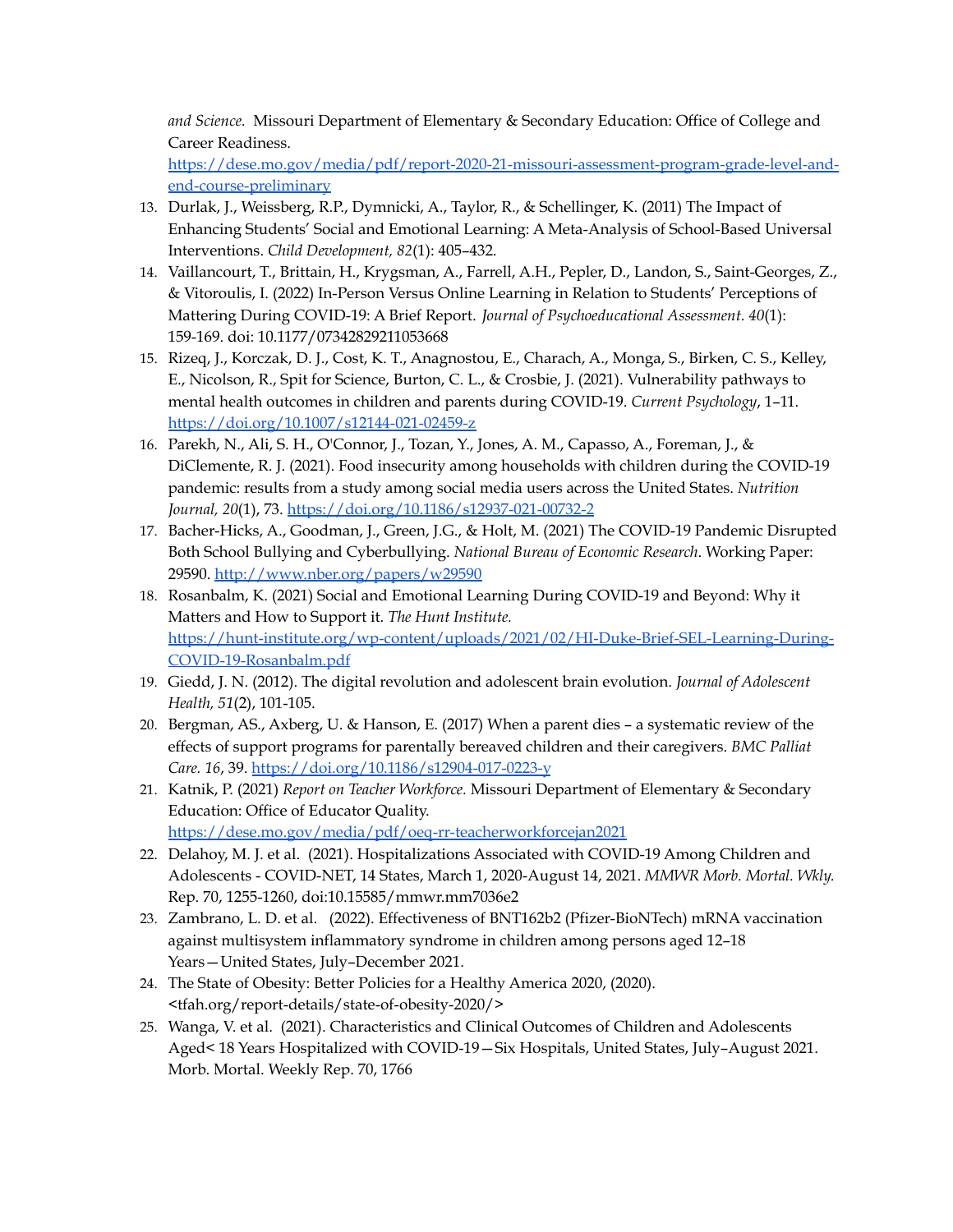*and Science.* Missouri Department of Elementary & Secondary Education: Office of College and Career Readiness. https://dese.mo.gov/media/pdf/report-2020-21-missouri-assessment-program-grade-level-and-end-course-preliminary

13. Durlak, J., Weissberg, R.P., Dymnicki, A., Taylor, R., & Schellinger, K. (2011) The Impact of Enhancing Students' Social and Emotional Learning: A Meta-Analysis of School-Based Universal Interventions. *Child Development, 82*(1): 405–432.
14. Vaillancourt, T., Brittain, H., Krygsman, A., Farrell, A.H., Pepler, D., Landon, S., Saint-Georges, Z., & Vitoroulis, I. (2022) In-Person Versus Online Learning in Relation to Students' Perceptions of Mattering During COVID-19: A Brief Report. *Journal of Psychoeducational Assessment. 40*(1): 159-169. doi: 10.1177/07342829211053668
15. Rizeq, J., Korczak, D. J., Cost, K. T., Anagnostou, E., Charach, A., Monga, S., Birken, C. S., Kelley, E., Nicolson, R., Spit for Science, Burton, C. L., & Crosbie, J. (2021). Vulnerability pathways to mental health outcomes in children and parents during COVID-19. *Current Psychology*, 1–11. https://doi.org/10.1007/s12144-021-02459-z
16. Parekh, N., Ali, S. H., O'Connor, J., Tozan, Y., Jones, A. M., Capasso, A., Foreman, J., & DiClemente, R. J. (2021). Food insecurity among households with children during the COVID-19 pandemic: results from a study among social media users across the United States. *Nutrition Journal, 20*(1), 73. https://doi.org/10.1186/s12937-021-00732-2
17. Bacher-Hicks, A., Goodman, J., Green, J.G., & Holt, M. (2021) The COVID-19 Pandemic Disrupted Both School Bullying and Cyberbullying. *National Bureau of Economic Research*. Working Paper: 29590. http://www.nber.org/papers/w29590
18. Rosanbalm, K. (2021) Social and Emotional Learning During COVID-19 and Beyond: Why it Matters and How to Support it. *The Hunt Institute.* https://hunt-institute.org/wp-content/uploads/2021/02/HI-Duke-Brief-SEL-Learning-During-COVID-19-Rosanbalm.pdf
19. Giedd, J. N. (2012). The digital revolution and adolescent brain evolution. *Journal of Adolescent Health, 51*(2), 101-105.
20. Bergman, AS., Axberg, U. & Hanson, E. (2017) When a parent dies – a systematic review of the effects of support programs for parentally bereaved children and their caregivers. *BMC Palliat Care. 16*, 39. https://doi.org/10.1186/s12904-017-0223-y
21. Katnik, P. (2021) *Report on Teacher Workforce.* Missouri Department of Elementary & Secondary Education: Office of Educator Quality. https://dese.mo.gov/media/pdf/oeq-rr-teacherworkforcejan2021
22. Delahoy, M. J. et al. (2021). Hospitalizations Associated with COVID-19 Among Children and Adolescents - COVID-NET, 14 States, March 1, 2020-August 14, 2021. *MMWR Morb. Mortal. Wkly.* Rep. 70, 1255-1260, doi:10.15585/mmwr.mm7036e2
23. Zambrano, L. D. et al. (2022). Effectiveness of BNT162b2 (Pfizer-BioNTech) mRNA vaccination against multisystem inflammatory syndrome in children among persons aged 12–18 Years—United States, July–December 2021.
24. The State of Obesity: Better Policies for a Healthy America 2020, (2020). <tfah.org/report-details/state-of-obesity-2020/>
25. Wanga, V. et al. (2021). Characteristics and Clinical Outcomes of Children and Adolescents Aged< 18 Years Hospitalized with COVID-19—Six Hospitals, United States, July–August 2021. Morb. Mortal. Weekly Rep. 70, 1766